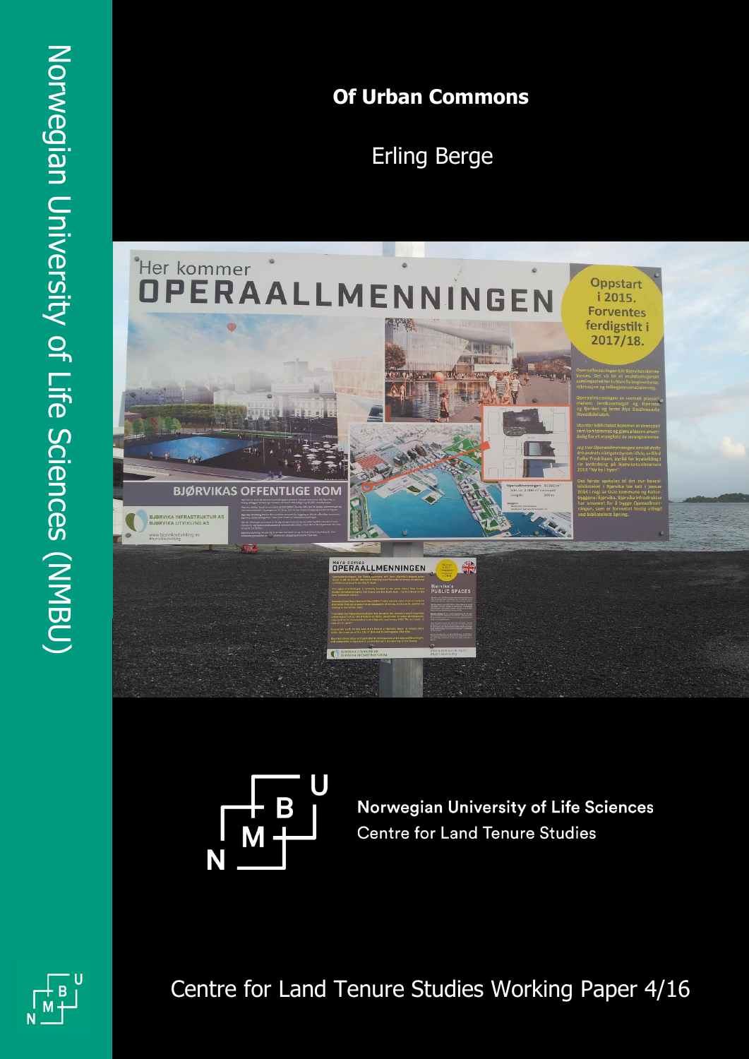Norwegian University of Life Sciences (NMBU)

# Of Urban Commons

Erling Berge

Norwegian University of Life Sciences
Centre for Land Tenure Studies

Centre for Land Tenure Studies Working Paper 4/16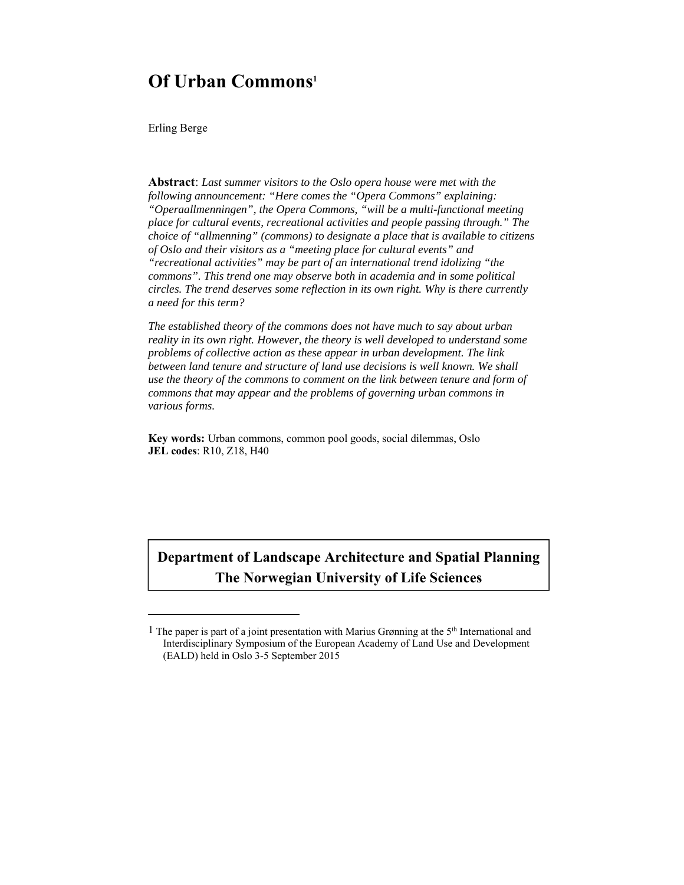# Of Urban Commons[1]

Erling Berge

**Abstract**: *Last summer visitors to the Oslo opera house were met with the following announcement: "Here comes the "Opera Commons" explaining: "Operaallmenningen", the Opera Commons, "will be a multi-functional meeting place for cultural events, recreational activities and people passing through." The choice of "allmenning" (commons) to designate a place that is available to citizens of Oslo and their visitors as a "meeting place for cultural events" and "recreational activities" may be part of an international trend idolizing "the commons". This trend one may observe both in academia and in some political circles. The trend deserves some reflection in its own right. Why is there currently a need for this term?*

*The established theory of the commons does not have much to say about urban reality in its own right. However, the theory is well developed to understand some problems of collective action as these appear in urban development. The link between land tenure and structure of land use decisions is well known. We shall use the theory of the commons to comment on the link between tenure and form of commons that may appear and the problems of governing urban commons in various forms.*

**Key words:** Urban commons, common pool goods, social dilemmas, Oslo
**JEL codes**: R10, Z18, H40

**Department of Landscape Architecture and Spatial Planning**
**The Norwegian University of Life Sciences**

---

[1] The paper is part of a joint presentation with Marius Grønning at the 5th International and Interdisciplinary Symposium of the European Academy of Land Use and Development (EALD) held in Oslo 3-5 September 2015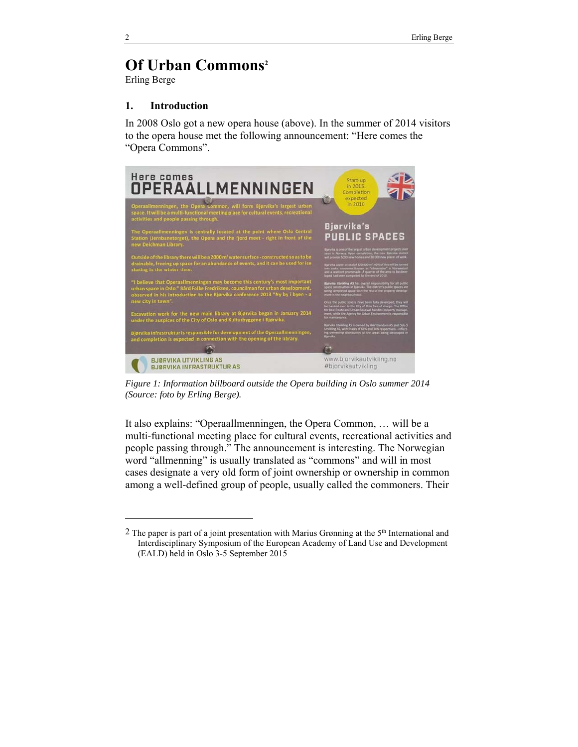# Of Urban Commons[2]

Erling Berge

## 1. Introduction

In 2008 Oslo got a new opera house (above). In the summer of 2014 visitors to the opera house met the following announcement: "Here comes the "Opera Commons".

Figure 1: Information billboard outside the Opera building in Oslo summer 2014 (Source: foto by Erling Berge).

It also explains: "Operaallmenningen, the Opera Common, … will be a multi-functional meeting place for cultural events, recreational activities and people passing through." The announcement is interesting. The Norwegian word "allmenning" is usually translated as "commons" and will in most cases designate a very old form of joint ownership or ownership in common among a well-defined group of people, usually called the commoners. Their

---

2 The paper is part of a joint presentation with Marius Grønning at the 5th International and Interdisciplinary Symposium of the European Academy of Land Use and Development (EALD) held in Oslo 3-5 September 2015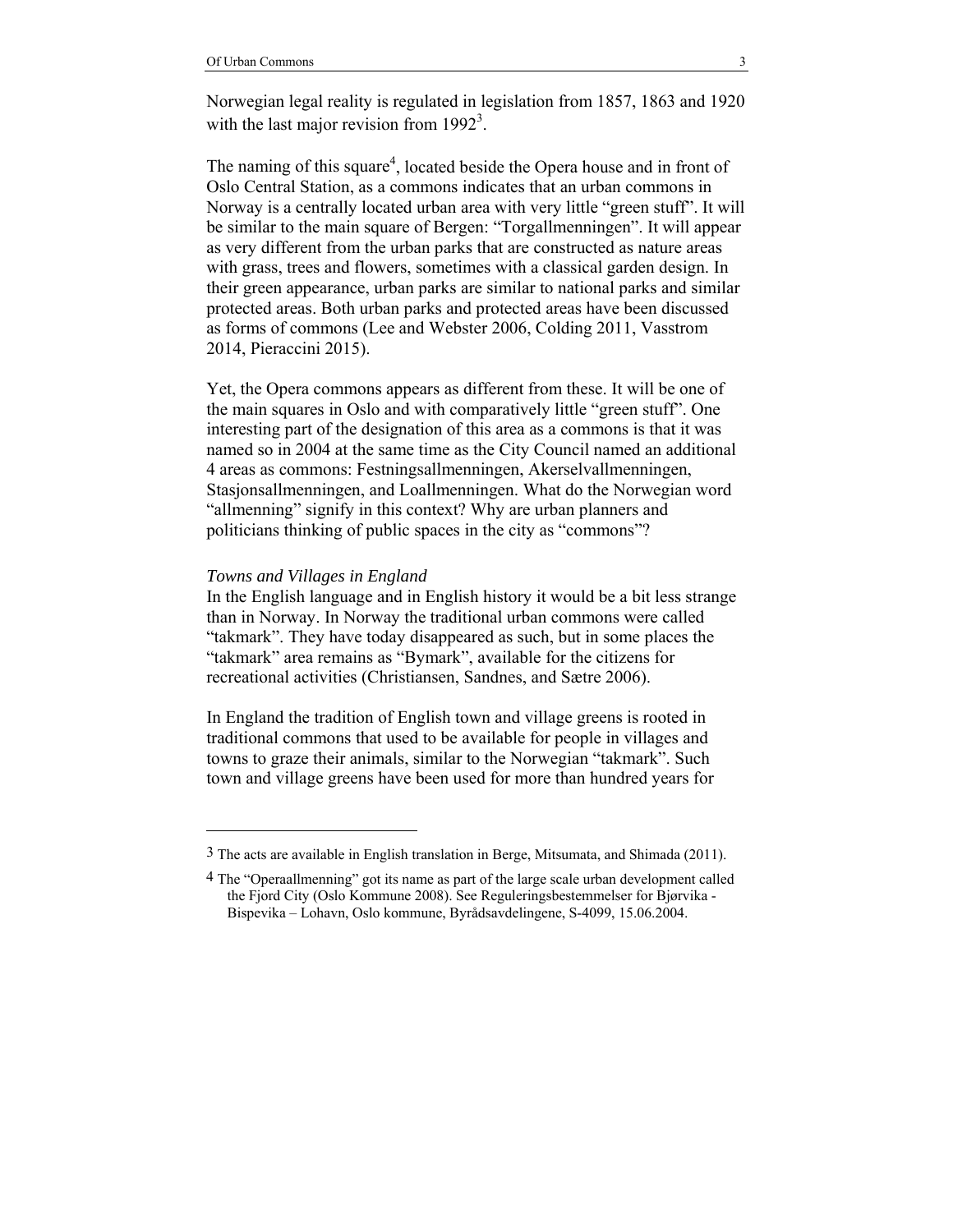Norwegian legal reality is regulated in legislation from 1857, 1863 and 1920 with the last major revision from 1992[3].

The naming of this square[4], located beside the Opera house and in front of Oslo Central Station, as a commons indicates that an urban commons in Norway is a centrally located urban area with very little "green stuff". It will be similar to the main square of Bergen: "Torgallmenningen". It will appear as very different from the urban parks that are constructed as nature areas with grass, trees and flowers, sometimes with a classical garden design. In their green appearance, urban parks are similar to national parks and similar protected areas. Both urban parks and protected areas have been discussed as forms of commons (Lee and Webster 2006, Colding 2011, Vasstrom 2014, Pieraccini 2015).

Yet, the Opera commons appears as different from these. It will be one of the main squares in Oslo and with comparatively little "green stuff". One interesting part of the designation of this area as a commons is that it was named so in 2004 at the same time as the City Council named an additional 4 areas as commons: Festningsallmenningen, Akerselvallmenningen, Stasjonsallmenningen, and Loallmenningen. What do the Norwegian word "allmenning" signify in this context? Why are urban planners and politicians thinking of public spaces in the city as "commons"?

*Towns and Villages in England*

In the English language and in English history it would be a bit less strange than in Norway. In Norway the traditional urban commons were called "takmark". They have today disappeared as such, but in some places the "takmark" area remains as "Bymark", available for the citizens for recreational activities (Christiansen, Sandnes, and Sætre 2006).

In England the tradition of English town and village greens is rooted in traditional commons that used to be available for people in villages and towns to graze their animals, similar to the Norwegian "takmark". Such town and village greens have been used for more than hundred years for

---

3 The acts are available in English translation in Berge, Mitsumata, and Shimada (2011).

4 The "Operaallmenning" got its name as part of the large scale urban development called the Fjord City (Oslo Kommune 2008). See Reguleringsbestemmelser for Bjørvika - Bispevika – Lohavn, Oslo kommune, Byrådsavdelingene, S-4099, 15.06.2004.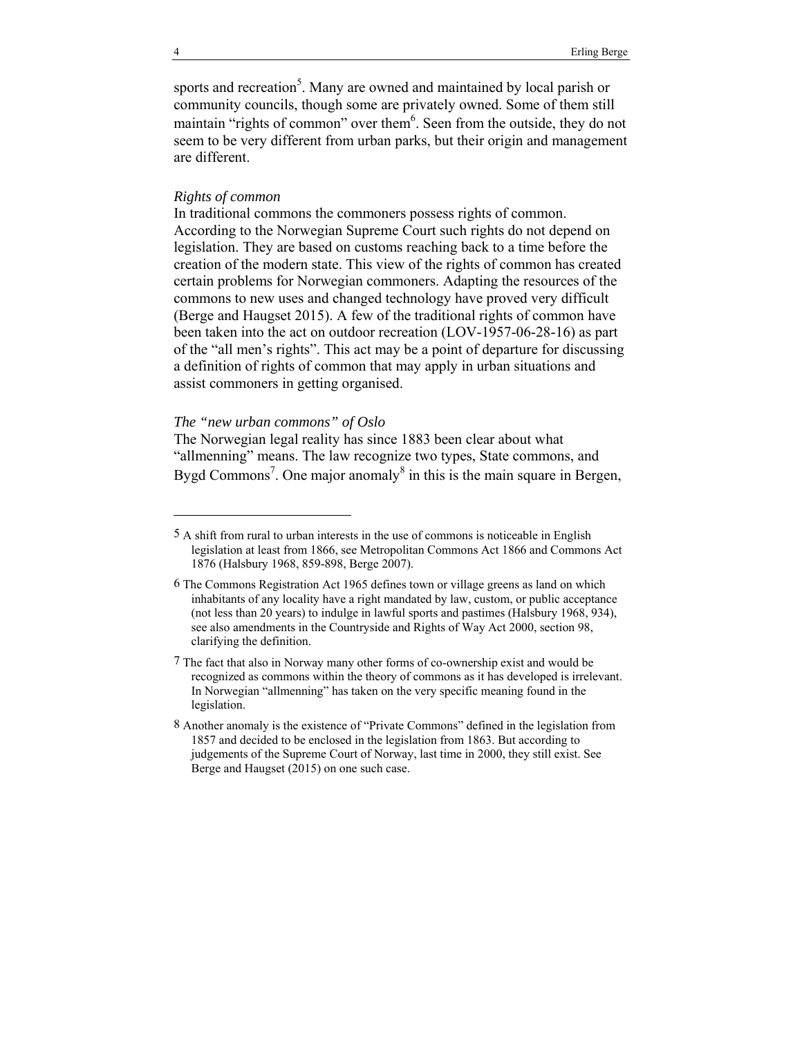sports and recreation[5]. Many are owned and maintained by local parish or community councils, though some are privately owned. Some of them still maintain "rights of common" over them[6]. Seen from the outside, they do not seem to be very different from urban parks, but their origin and management are different.

*Rights of common*

In traditional commons the commoners possess rights of common. According to the Norwegian Supreme Court such rights do not depend on legislation. They are based on customs reaching back to a time before the creation of the modern state. This view of the rights of common has created certain problems for Norwegian commoners. Adapting the resources of the commons to new uses and changed technology have proved very difficult (Berge and Haugset 2015). A few of the traditional rights of common have been taken into the act on outdoor recreation (LOV-1957-06-28-16) as part of the "all men's rights". This act may be a point of departure for discussing a definition of rights of common that may apply in urban situations and assist commoners in getting organised.

*The "new urban commons" of Oslo*

The Norwegian legal reality has since 1883 been clear about what "allmenning" means. The law recognize two types, State commons, and Bygd Commons[7]. One major anomaly[8] in this is the main square in Bergen,

---

5 A shift from rural to urban interests in the use of commons is noticeable in English legislation at least from 1866, see Metropolitan Commons Act 1866 and Commons Act 1876 (Halsbury 1968, 859-898, Berge 2007).

6 The Commons Registration Act 1965 defines town or village greens as land on which inhabitants of any locality have a right mandated by law, custom, or public acceptance (not less than 20 years) to indulge in lawful sports and pastimes (Halsbury 1968, 934), see also amendments in the Countryside and Rights of Way Act 2000, section 98, clarifying the definition.

7 The fact that also in Norway many other forms of co-ownership exist and would be recognized as commons within the theory of commons as it has developed is irrelevant. In Norwegian "allmenning" has taken on the very specific meaning found in the legislation.

8 Another anomaly is the existence of "Private Commons" defined in the legislation from 1857 and decided to be enclosed in the legislation from 1863. But according to judgements of the Supreme Court of Norway, last time in 2000, they still exist. See Berge and Haugset (2015) on one such case.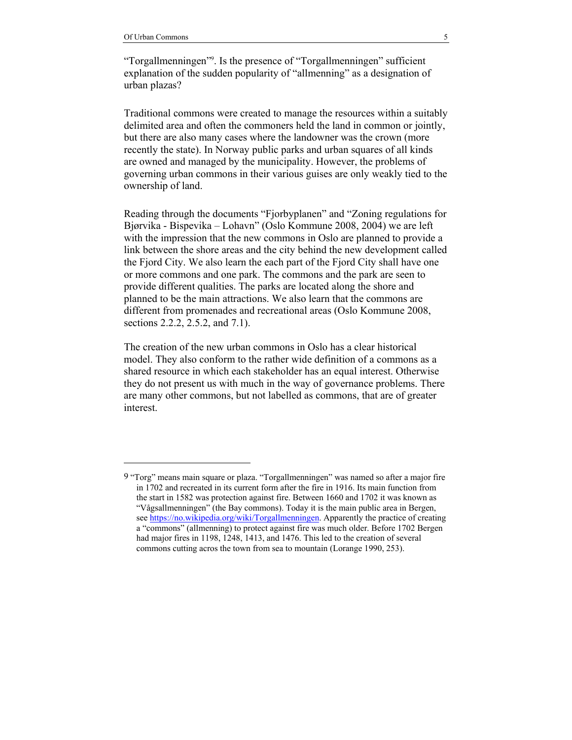"Torgallmenningen"[9]. Is the presence of "Torgallmenningen" sufficient explanation of the sudden popularity of "allmenning" as a designation of urban plazas?

Traditional commons were created to manage the resources within a suitably delimited area and often the commoners held the land in common or jointly, but there are also many cases where the landowner was the crown (more recently the state). In Norway public parks and urban squares of all kinds are owned and managed by the municipality. However, the problems of governing urban commons in their various guises are only weakly tied to the ownership of land.

Reading through the documents "Fjorbyplanen" and "Zoning regulations for Bjørvika - Bispevika – Lohavn" (Oslo Kommune 2008, 2004) we are left with the impression that the new commons in Oslo are planned to provide a link between the shore areas and the city behind the new development called the Fjord City. We also learn the each part of the Fjord City shall have one or more commons and one park. The commons and the park are seen to provide different qualities. The parks are located along the shore and planned to be the main attractions. We also learn that the commons are different from promenades and recreational areas (Oslo Kommune 2008, sections 2.2.2, 2.5.2, and 7.1).

The creation of the new urban commons in Oslo has a clear historical model. They also conform to the rather wide definition of a commons as a shared resource in which each stakeholder has an equal interest. Otherwise they do not present us with much in the way of governance problems. There are many other commons, but not labelled as commons, that are of greater interest.

---

9 "Torg" means main square or plaza. "Torgallmenningen" was named so after a major fire in 1702 and recreated in its current form after the fire in 1916. Its main function from the start in 1582 was protection against fire. Between 1660 and 1702 it was known as "Vågsallmenningen" (the Bay commons). Today it is the main public area in Bergen, see https://no.wikipedia.org/wiki/Torgallmenningen. Apparently the practice of creating a "commons" (allmenning) to protect against fire was much older. Before 1702 Bergen had major fires in 1198, 1248, 1413, and 1476. This led to the creation of several commons cutting acros the town from sea to mountain (Lorange 1990, 253).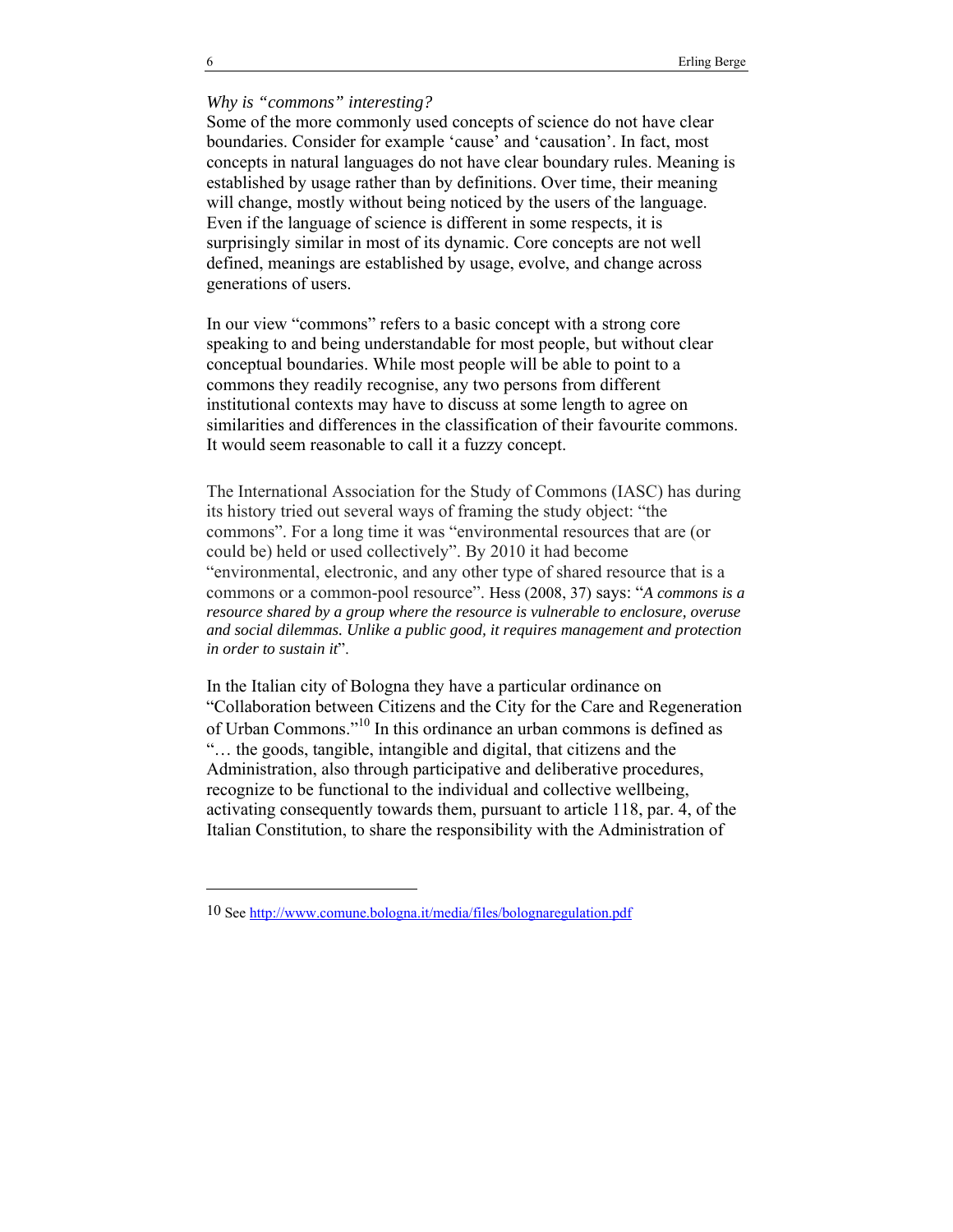*Why is "commons" interesting?*

Some of the more commonly used concepts of science do not have clear boundaries. Consider for example 'cause' and 'causation'. In fact, most concepts in natural languages do not have clear boundary rules. Meaning is established by usage rather than by definitions. Over time, their meaning will change, mostly without being noticed by the users of the language. Even if the language of science is different in some respects, it is surprisingly similar in most of its dynamic. Core concepts are not well defined, meanings are established by usage, evolve, and change across generations of users.

In our view "commons" refers to a basic concept with a strong core speaking to and being understandable for most people, but without clear conceptual boundaries. While most people will be able to point to a commons they readily recognise, any two persons from different institutional contexts may have to discuss at some length to agree on similarities and differences in the classification of their favourite commons. It would seem reasonable to call it a fuzzy concept.

The International Association for the Study of Commons (IASC) has during its history tried out several ways of framing the study object: "the commons". For a long time it was "environmental resources that are (or could be) held or used collectively". By 2010 it had become "environmental, electronic, and any other type of shared resource that is a commons or a common-pool resource". Hess (2008, 37) says: "*A commons is a resource shared by a group where the resource is vulnerable to enclosure, overuse and social dilemmas. Unlike a public good, it requires management and protection in order to sustain it*".

In the Italian city of Bologna they have a particular ordinance on "Collaboration between Citizens and the City for the Care and Regeneration of Urban Commons."[10] In this ordinance an urban commons is defined as "… the goods, tangible, intangible and digital, that citizens and the Administration, also through participative and deliberative procedures, recognize to be functional to the individual and collective wellbeing, activating consequently towards them, pursuant to article 118, par. 4, of the Italian Constitution, to share the responsibility with the Administration of

---

10 See http://www.comune.bologna.it/media/files/bolognaregulation.pdf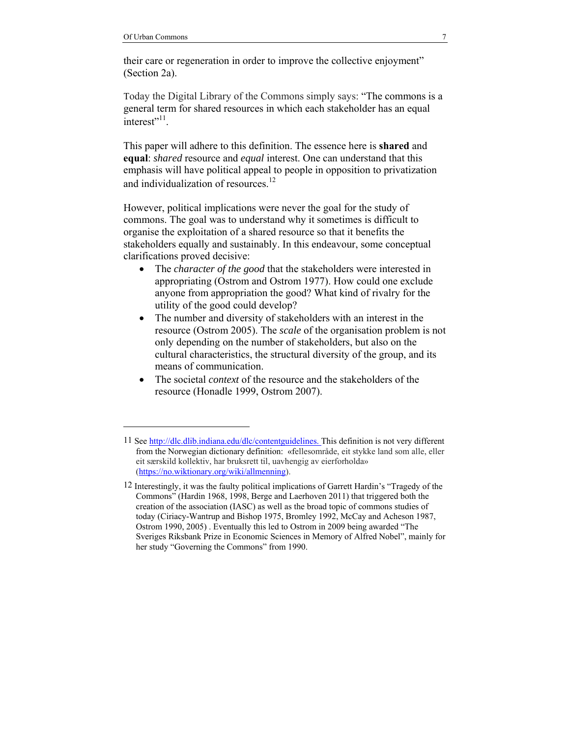their care or regeneration in order to improve the collective enjoyment" (Section 2a).

Today the Digital Library of the Commons simply says: "The commons is a general term for shared resources in which each stakeholder has an equal interest"[11].

This paper will adhere to this definition. The essence here is **shared** and **equal**: *shared* resource and *equal* interest. One can understand that this emphasis will have political appeal to people in opposition to privatization and individualization of resources.[12]

However, political implications were never the goal for the study of commons. The goal was to understand why it sometimes is difficult to organise the exploitation of a shared resource so that it benefits the stakeholders equally and sustainably. In this endeavour, some conceptual clarifications proved decisive:

- The *character of the good* that the stakeholders were interested in appropriating (Ostrom and Ostrom 1977). How could one exclude anyone from appropriation the good? What kind of rivalry for the utility of the good could develop?
- The number and diversity of stakeholders with an interest in the resource (Ostrom 2005). The *scale* of the organisation problem is not only depending on the number of stakeholders, but also on the cultural characteristics, the structural diversity of the group, and its means of communication.
- The societal *context* of the resource and the stakeholders of the resource (Honadle 1999, Ostrom 2007).

---

11 See http://dlc.dlib.indiana.edu/dlc/contentguidelines. This definition is not very different from the Norwegian dictionary definition: «fellesområde, eit stykke land som alle, eller eit særskild kollektiv, har bruksrett til, uavhengig av eierforholda» (https://no.wiktionary.org/wiki/allmenning).

12 Interestingly, it was the faulty political implications of Garrett Hardin's "Tragedy of the Commons" (Hardin 1968, 1998, Berge and Laerhoven 2011) that triggered both the creation of the association (IASC) as well as the broad topic of commons studies of today (Ciriacy-Wantrup and Bishop 1975, Bromley 1992, McCay and Acheson 1987, Ostrom 1990, 2005) . Eventually this led to Ostrom in 2009 being awarded "The Sveriges Riksbank Prize in Economic Sciences in Memory of Alfred Nobel", mainly for her study "Governing the Commons" from 1990.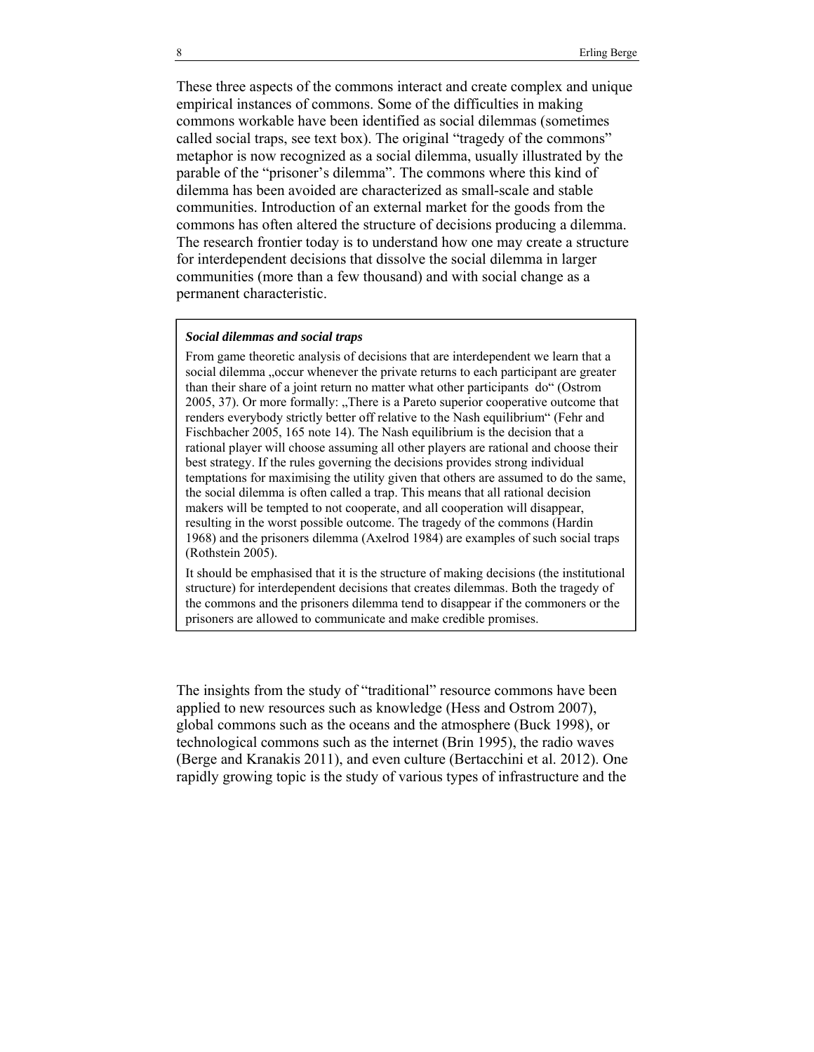These three aspects of the commons interact and create complex and unique empirical instances of commons. Some of the difficulties in making commons workable have been identified as social dilemmas (sometimes called social traps, see text box). The original "tragedy of the commons" metaphor is now recognized as a social dilemma, usually illustrated by the parable of the "prisoner's dilemma". The commons where this kind of dilemma has been avoided are characterized as small-scale and stable communities. Introduction of an external market for the goods from the commons has often altered the structure of decisions producing a dilemma. The research frontier today is to understand how one may create a structure for interdependent decisions that dissolve the social dilemma in larger communities (more than a few thousand) and with social change as a permanent characteristic.

> ***Social dilemmas and social traps***
>
> From game theoretic analysis of decisions that are interdependent we learn that a social dilemma „occur whenever the private returns to each participant are greater than their share of a joint return no matter what other participants do" (Ostrom 2005, 37). Or more formally: „There is a Pareto superior cooperative outcome that renders everybody strictly better off relative to the Nash equilibrium" (Fehr and Fischbacher 2005, 165 note 14). The Nash equilibrium is the decision that a rational player will choose assuming all other players are rational and choose their best strategy. If the rules governing the decisions provides strong individual temptations for maximising the utility given that others are assumed to do the same, the social dilemma is often called a trap. This means that all rational decision makers will be tempted to not cooperate, and all cooperation will disappear, resulting in the worst possible outcome. The tragedy of the commons (Hardin 1968) and the prisoners dilemma (Axelrod 1984) are examples of such social traps (Rothstein 2005).
>
> It should be emphasised that it is the structure of making decisions (the institutional structure) for interdependent decisions that creates dilemmas. Both the tragedy of the commons and the prisoners dilemma tend to disappear if the commoners or the prisoners are allowed to communicate and make credible promises.

The insights from the study of "traditional" resource commons have been applied to new resources such as knowledge (Hess and Ostrom 2007), global commons such as the oceans and the atmosphere (Buck 1998), or technological commons such as the internet (Brin 1995), the radio waves (Berge and Kranakis 2011), and even culture (Bertacchini et al. 2012). One rapidly growing topic is the study of various types of infrastructure and the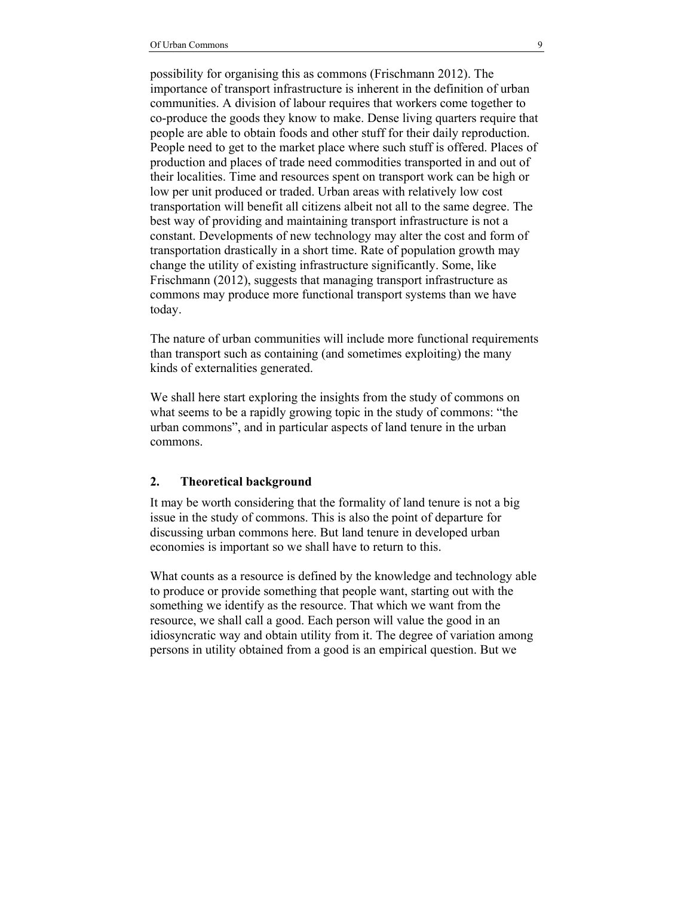possibility for organising this as commons (Frischmann 2012). The importance of transport infrastructure is inherent in the definition of urban communities. A division of labour requires that workers come together to co-produce the goods they know to make. Dense living quarters require that people are able to obtain foods and other stuff for their daily reproduction. People need to get to the market place where such stuff is offered. Places of production and places of trade need commodities transported in and out of their localities. Time and resources spent on transport work can be high or low per unit produced or traded. Urban areas with relatively low cost transportation will benefit all citizens albeit not all to the same degree. The best way of providing and maintaining transport infrastructure is not a constant. Developments of new technology may alter the cost and form of transportation drastically in a short time. Rate of population growth may change the utility of existing infrastructure significantly. Some, like Frischmann (2012), suggests that managing transport infrastructure as commons may produce more functional transport systems than we have today.

The nature of urban communities will include more functional requirements than transport such as containing (and sometimes exploiting) the many kinds of externalities generated.

We shall here start exploring the insights from the study of commons on what seems to be a rapidly growing topic in the study of commons: "the urban commons", and in particular aspects of land tenure in the urban commons.

## 2. Theoretical background

It may be worth considering that the formality of land tenure is not a big issue in the study of commons. This is also the point of departure for discussing urban commons here. But land tenure in developed urban economies is important so we shall have to return to this.

What counts as a resource is defined by the knowledge and technology able to produce or provide something that people want, starting out with the something we identify as the resource. That which we want from the resource, we shall call a good. Each person will value the good in an idiosyncratic way and obtain utility from it. The degree of variation among persons in utility obtained from a good is an empirical question. But we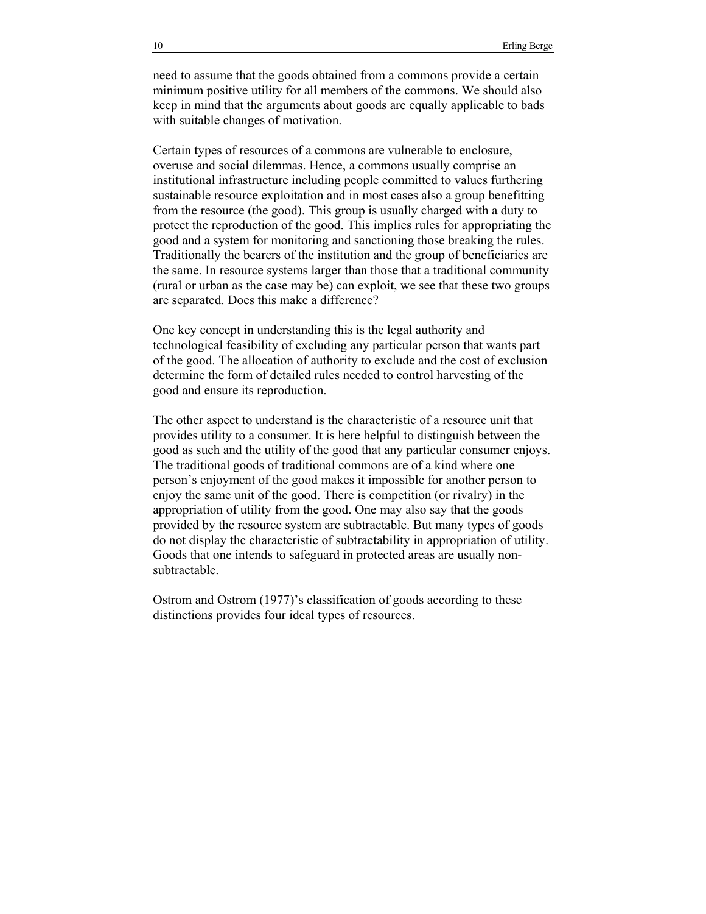need to assume that the goods obtained from a commons provide a certain minimum positive utility for all members of the commons. We should also keep in mind that the arguments about goods are equally applicable to bads with suitable changes of motivation.

Certain types of resources of a commons are vulnerable to enclosure, overuse and social dilemmas. Hence, a commons usually comprise an institutional infrastructure including people committed to values furthering sustainable resource exploitation and in most cases also a group benefitting from the resource (the good). This group is usually charged with a duty to protect the reproduction of the good. This implies rules for appropriating the good and a system for monitoring and sanctioning those breaking the rules. Traditionally the bearers of the institution and the group of beneficiaries are the same. In resource systems larger than those that a traditional community (rural or urban as the case may be) can exploit, we see that these two groups are separated. Does this make a difference?

One key concept in understanding this is the legal authority and technological feasibility of excluding any particular person that wants part of the good. The allocation of authority to exclude and the cost of exclusion determine the form of detailed rules needed to control harvesting of the good and ensure its reproduction.

The other aspect to understand is the characteristic of a resource unit that provides utility to a consumer. It is here helpful to distinguish between the good as such and the utility of the good that any particular consumer enjoys. The traditional goods of traditional commons are of a kind where one person's enjoyment of the good makes it impossible for another person to enjoy the same unit of the good. There is competition (or rivalry) in the appropriation of utility from the good. One may also say that the goods provided by the resource system are subtractable. But many types of goods do not display the characteristic of subtractability in appropriation of utility. Goods that one intends to safeguard in protected areas are usually non-subtractable.

Ostrom and Ostrom (1977)'s classification of goods according to these distinctions provides four ideal types of resources.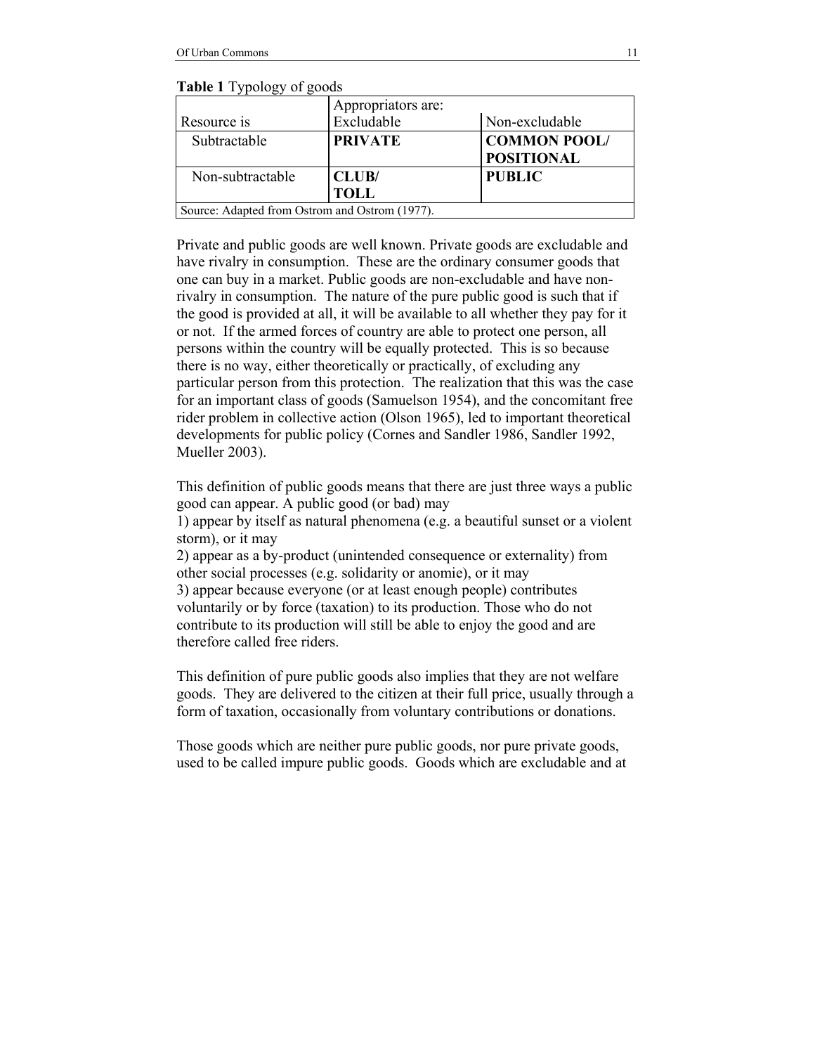**Table 1** Typology of goods

| | Appropriators are: | |
|---|---|---|
| Resource is | Excludable | Non-excludable |
| Subtractable | **PRIVATE** | **COMMON POOL/ POSITIONAL** |
| Non-subtractable | **CLUB/ TOLL** | **PUBLIC** |
| Source: Adapted from Ostrom and Ostrom (1977). | | |

Private and public goods are well known. Private goods are excludable and have rivalry in consumption. These are the ordinary consumer goods that one can buy in a market. Public goods are non-excludable and have non-rivalry in consumption. The nature of the pure public good is such that if the good is provided at all, it will be available to all whether they pay for it or not. If the armed forces of country are able to protect one person, all persons within the country will be equally protected. This is so because there is no way, either theoretically or practically, of excluding any particular person from this protection. The realization that this was the case for an important class of goods (Samuelson 1954), and the concomitant free rider problem in collective action (Olson 1965), led to important theoretical developments for public policy (Cornes and Sandler 1986, Sandler 1992, Mueller 2003).

This definition of public goods means that there are just three ways a public good can appear. A public good (or bad) may
1) appear by itself as natural phenomena (e.g. a beautiful sunset or a violent storm), or it may
2) appear as a by-product (unintended consequence or externality) from other social processes (e.g. solidarity or anomie), or it may
3) appear because everyone (or at least enough people) contributes voluntarily or by force (taxation) to its production. Those who do not contribute to its production will still be able to enjoy the good and are therefore called free riders.

This definition of pure public goods also implies that they are not welfare goods. They are delivered to the citizen at their full price, usually through a form of taxation, occasionally from voluntary contributions or donations.

Those goods which are neither pure public goods, nor pure private goods, used to be called impure public goods. Goods which are excludable and at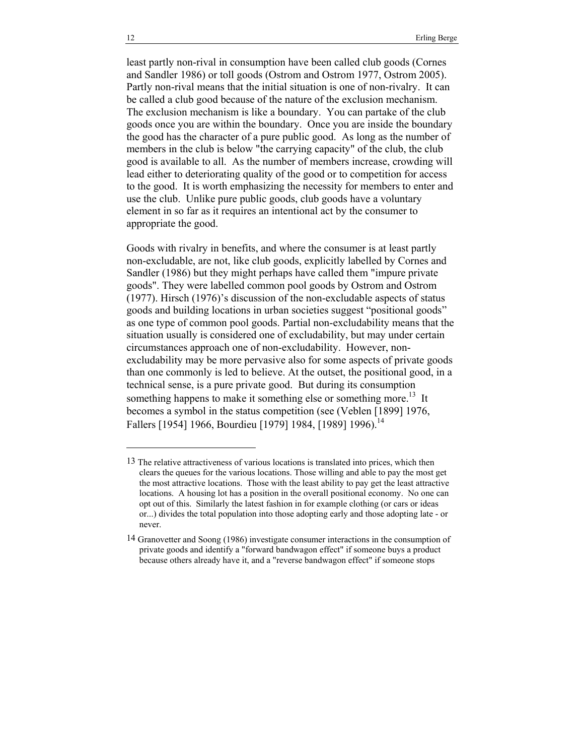least partly non-rival in consumption have been called club goods (Cornes and Sandler 1986) or toll goods (Ostrom and Ostrom 1977, Ostrom 2005). Partly non-rival means that the initial situation is one of non-rivalry. It can be called a club good because of the nature of the exclusion mechanism. The exclusion mechanism is like a boundary. You can partake of the club goods once you are within the boundary. Once you are inside the boundary the good has the character of a pure public good. As long as the number of members in the club is below "the carrying capacity" of the club, the club good is available to all. As the number of members increase, crowding will lead either to deteriorating quality of the good or to competition for access to the good. It is worth emphasizing the necessity for members to enter and use the club. Unlike pure public goods, club goods have a voluntary element in so far as it requires an intentional act by the consumer to appropriate the good.

Goods with rivalry in benefits, and where the consumer is at least partly non-excludable, are not, like club goods, explicitly labelled by Cornes and Sandler (1986) but they might perhaps have called them "impure private goods". They were labelled common pool goods by Ostrom and Ostrom (1977). Hirsch (1976)'s discussion of the non-excludable aspects of status goods and building locations in urban societies suggest "positional goods" as one type of common pool goods. Partial non-excludability means that the situation usually is considered one of excludability, but may under certain circumstances approach one of non-excludability. However, non-excludability may be more pervasive also for some aspects of private goods than one commonly is led to believe. At the outset, the positional good, in a technical sense, is a pure private good. But during its consumption something happens to make it something else or something more.[13] It becomes a symbol in the status competition (see (Veblen [1899] 1976, Fallers [1954] 1966, Bourdieu [1979] 1984, [1989] 1996).[14]

---

13 The relative attractiveness of various locations is translated into prices, which then clears the queues for the various locations. Those willing and able to pay the most get the most attractive locations. Those with the least ability to pay get the least attractive locations. A housing lot has a position in the overall positional economy. No one can opt out of this. Similarly the latest fashion in for example clothing (or cars or ideas or...) divides the total population into those adopting early and those adopting late - or never.

14 Granovetter and Soong (1986) investigate consumer interactions in the consumption of private goods and identify a "forward bandwagon effect" if someone buys a product because others already have it, and a "reverse bandwagon effect" if someone stops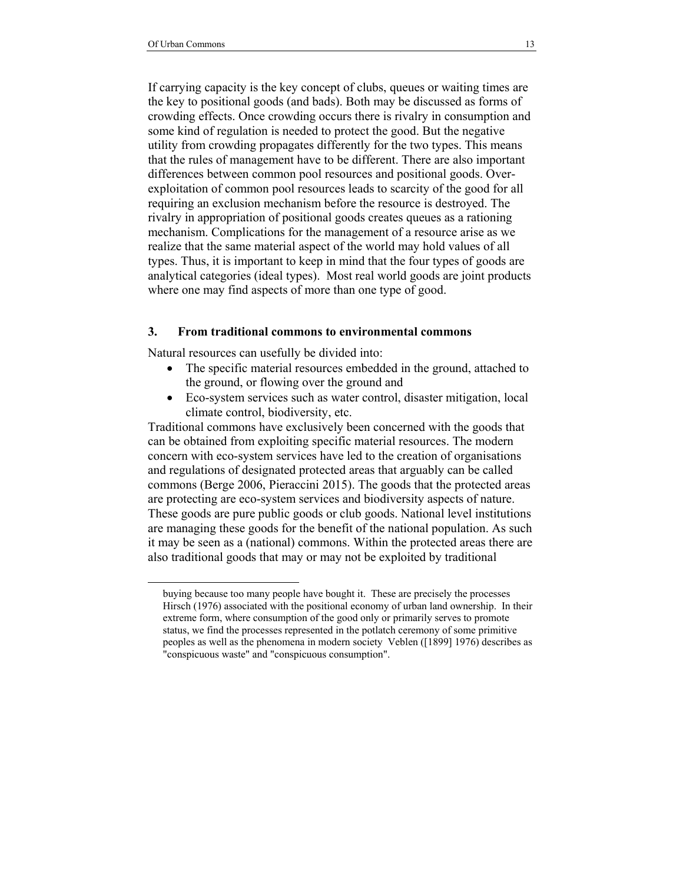If carrying capacity is the key concept of clubs, queues or waiting times are the key to positional goods (and bads). Both may be discussed as forms of crowding effects. Once crowding occurs there is rivalry in consumption and some kind of regulation is needed to protect the good. But the negative utility from crowding propagates differently for the two types. This means that the rules of management have to be different. There are also important differences between common pool resources and positional goods. Over-exploitation of common pool resources leads to scarcity of the good for all requiring an exclusion mechanism before the resource is destroyed. The rivalry in appropriation of positional goods creates queues as a rationing mechanism. Complications for the management of a resource arise as we realize that the same material aspect of the world may hold values of all types. Thus, it is important to keep in mind that the four types of goods are analytical categories (ideal types). Most real world goods are joint products where one may find aspects of more than one type of good.

## 3. From traditional commons to environmental commons

Natural resources can usefully be divided into:

- The specific material resources embedded in the ground, attached to the ground, or flowing over the ground and
- Eco-system services such as water control, disaster mitigation, local climate control, biodiversity, etc.

Traditional commons have exclusively been concerned with the goods that can be obtained from exploiting specific material resources. The modern concern with eco-system services have led to the creation of organisations and regulations of designated protected areas that arguably can be called commons (Berge 2006, Pieraccini 2015). The goods that the protected areas are protecting are eco-system services and biodiversity aspects of nature. These goods are pure public goods or club goods. National level institutions are managing these goods for the benefit of the national population. As such it may be seen as a (national) commons. Within the protected areas there are also traditional goods that may or may not be exploited by traditional

---

buying because too many people have bought it. These are precisely the processes Hirsch (1976) associated with the positional economy of urban land ownership. In their extreme form, where consumption of the good only or primarily serves to promote status, we find the processes represented in the potlatch ceremony of some primitive peoples as well as the phenomena in modern society Veblen ([1899] 1976) describes as "conspicuous waste" and "conspicuous consumption".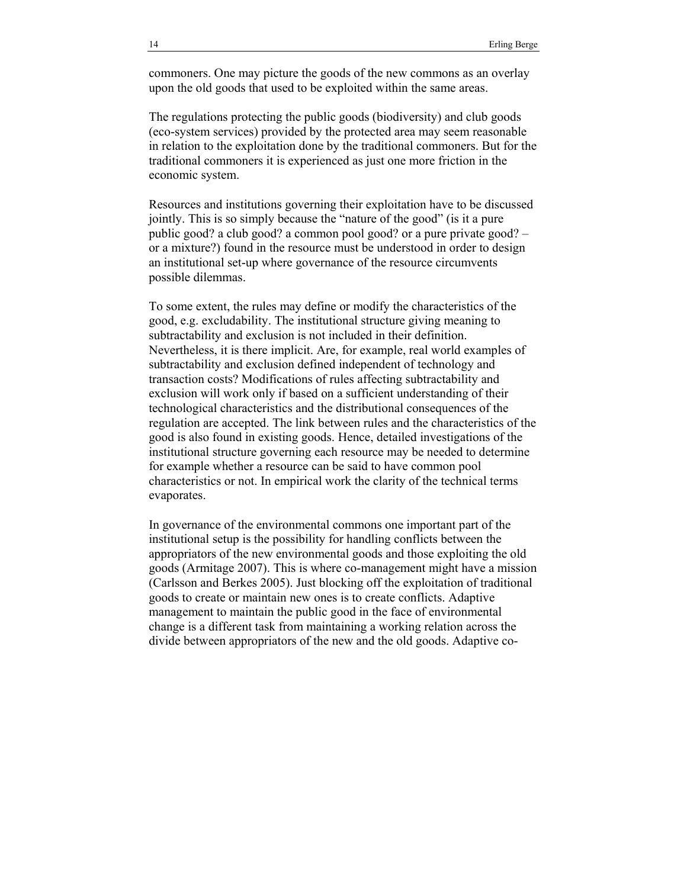commoners. One may picture the goods of the new commons as an overlay upon the old goods that used to be exploited within the same areas.

The regulations protecting the public goods (biodiversity) and club goods (eco-system services) provided by the protected area may seem reasonable in relation to the exploitation done by the traditional commoners. But for the traditional commoners it is experienced as just one more friction in the economic system.

Resources and institutions governing their exploitation have to be discussed jointly. This is so simply because the "nature of the good" (is it a pure public good? a club good? a common pool good? or a pure private good? – or a mixture?) found in the resource must be understood in order to design an institutional set-up where governance of the resource circumvents possible dilemmas.

To some extent, the rules may define or modify the characteristics of the good, e.g. excludability. The institutional structure giving meaning to subtractability and exclusion is not included in their definition. Nevertheless, it is there implicit. Are, for example, real world examples of subtractability and exclusion defined independent of technology and transaction costs? Modifications of rules affecting subtractability and exclusion will work only if based on a sufficient understanding of their technological characteristics and the distributional consequences of the regulation are accepted. The link between rules and the characteristics of the good is also found in existing goods. Hence, detailed investigations of the institutional structure governing each resource may be needed to determine for example whether a resource can be said to have common pool characteristics or not. In empirical work the clarity of the technical terms evaporates.

In governance of the environmental commons one important part of the institutional setup is the possibility for handling conflicts between the appropriators of the new environmental goods and those exploiting the old goods (Armitage 2007). This is where co-management might have a mission (Carlsson and Berkes 2005). Just blocking off the exploitation of traditional goods to create or maintain new ones is to create conflicts. Adaptive management to maintain the public good in the face of environmental change is a different task from maintaining a working relation across the divide between appropriators of the new and the old goods. Adaptive co-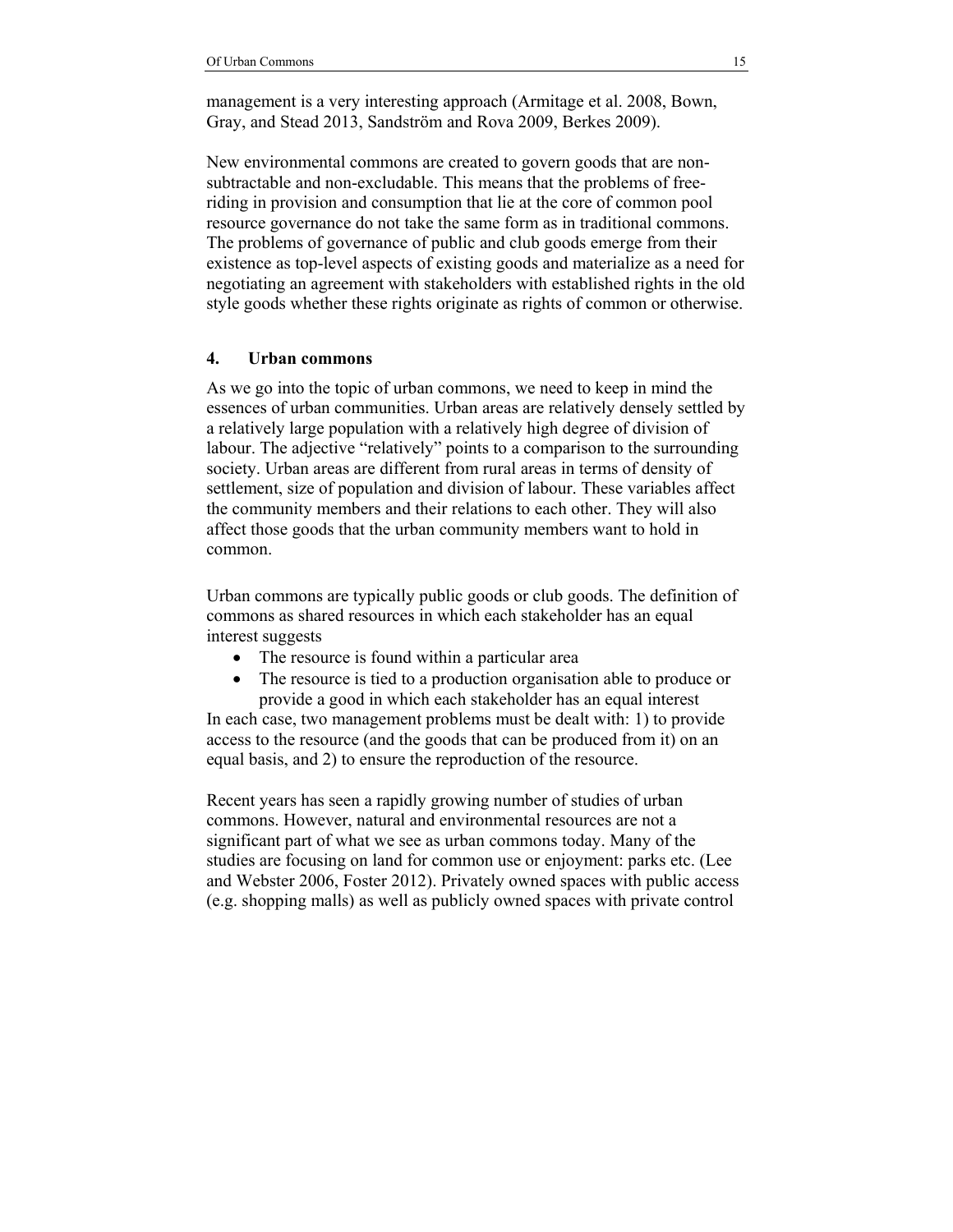management is a very interesting approach (Armitage et al. 2008, Bown, Gray, and Stead 2013, Sandström and Rova 2009, Berkes 2009).

New environmental commons are created to govern goods that are non-subtractable and non-excludable. This means that the problems of free-riding in provision and consumption that lie at the core of common pool resource governance do not take the same form as in traditional commons. The problems of governance of public and club goods emerge from their existence as top-level aspects of existing goods and materialize as a need for negotiating an agreement with stakeholders with established rights in the old style goods whether these rights originate as rights of common or otherwise.

## 4. Urban commons

As we go into the topic of urban commons, we need to keep in mind the essences of urban communities. Urban areas are relatively densely settled by a relatively large population with a relatively high degree of division of labour. The adjective "relatively" points to a comparison to the surrounding society. Urban areas are different from rural areas in terms of density of settlement, size of population and division of labour. These variables affect the community members and their relations to each other. They will also affect those goods that the urban community members want to hold in common.

Urban commons are typically public goods or club goods. The definition of commons as shared resources in which each stakeholder has an equal interest suggests

- The resource is found within a particular area
- The resource is tied to a production organisation able to produce or provide a good in which each stakeholder has an equal interest

In each case, two management problems must be dealt with: 1) to provide access to the resource (and the goods that can be produced from it) on an equal basis, and 2) to ensure the reproduction of the resource.

Recent years has seen a rapidly growing number of studies of urban commons. However, natural and environmental resources are not a significant part of what we see as urban commons today. Many of the studies are focusing on land for common use or enjoyment: parks etc. (Lee and Webster 2006, Foster 2012). Privately owned spaces with public access (e.g. shopping malls) as well as publicly owned spaces with private control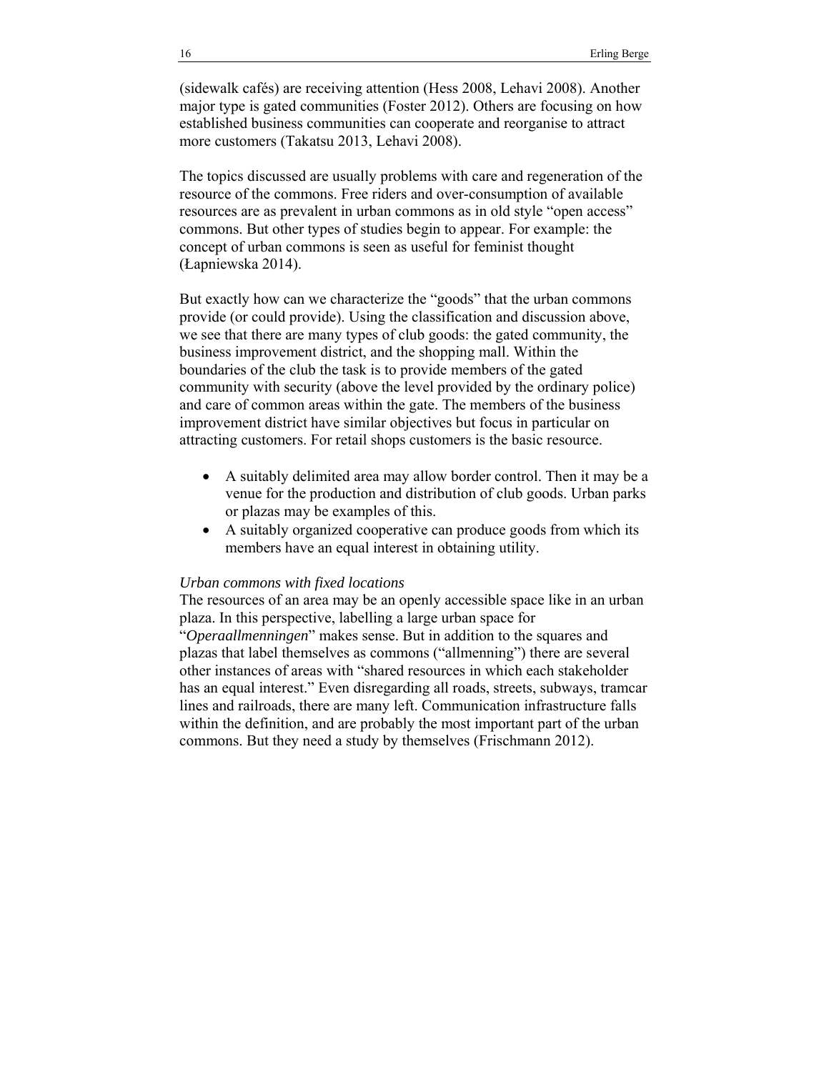(sidewalk cafés) are receiving attention (Hess 2008, Lehavi 2008). Another major type is gated communities (Foster 2012). Others are focusing on how established business communities can cooperate and reorganise to attract more customers (Takatsu 2013, Lehavi 2008).

The topics discussed are usually problems with care and regeneration of the resource of the commons. Free riders and over-consumption of available resources are as prevalent in urban commons as in old style "open access" commons. But other types of studies begin to appear. For example: the concept of urban commons is seen as useful for feminist thought (Łapniewska 2014).

But exactly how can we characterize the "goods" that the urban commons provide (or could provide). Using the classification and discussion above, we see that there are many types of club goods: the gated community, the business improvement district, and the shopping mall. Within the boundaries of the club the task is to provide members of the gated community with security (above the level provided by the ordinary police) and care of common areas within the gate. The members of the business improvement district have similar objectives but focus in particular on attracting customers. For retail shops customers is the basic resource.

- A suitably delimited area may allow border control. Then it may be a venue for the production and distribution of club goods. Urban parks or plazas may be examples of this.
- A suitably organized cooperative can produce goods from which its members have an equal interest in obtaining utility.

*Urban commons with fixed locations*

The resources of an area may be an openly accessible space like in an urban plaza. In this perspective, labelling a large urban space for "*Operaallmenningen*" makes sense. But in addition to the squares and plazas that label themselves as commons ("allmenning") there are several other instances of areas with "shared resources in which each stakeholder has an equal interest." Even disregarding all roads, streets, subways, tramcar lines and railroads, there are many left. Communication infrastructure falls within the definition, and are probably the most important part of the urban commons. But they need a study by themselves (Frischmann 2012).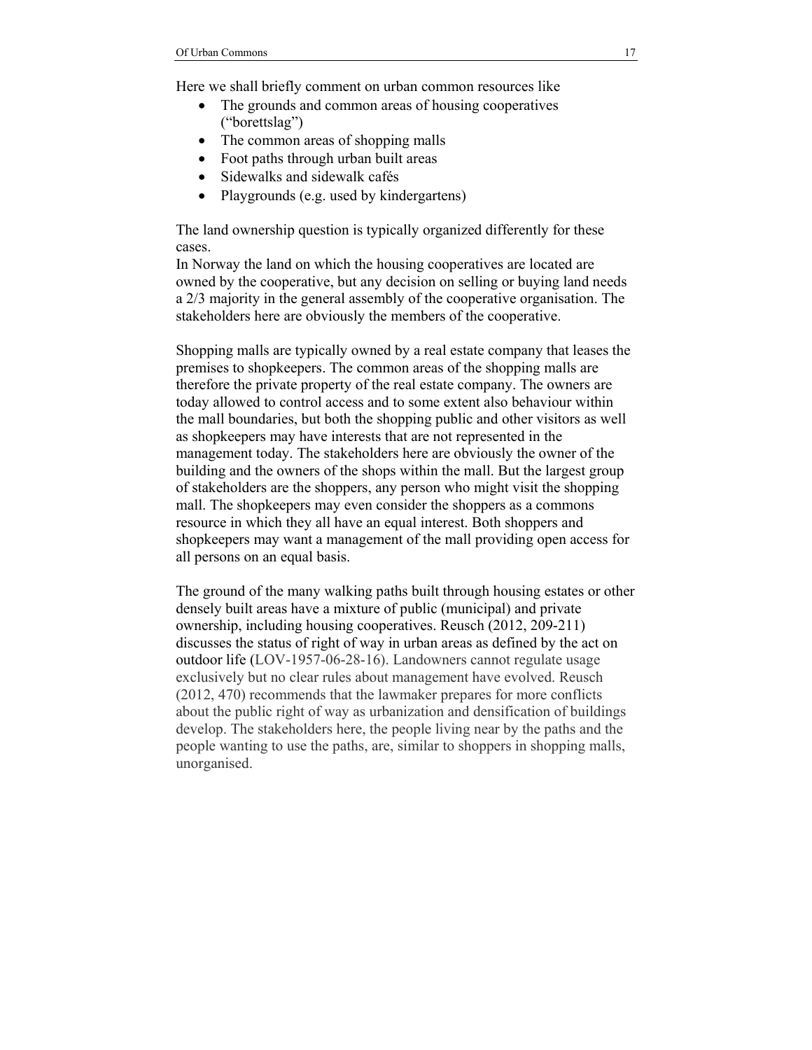Here we shall briefly comment on urban common resources like

- The grounds and common areas of housing cooperatives ("borettslag")
- The common areas of shopping malls
- Foot paths through urban built areas
- Sidewalks and sidewalk cafés
- Playgrounds (e.g. used by kindergartens)

The land ownership question is typically organized differently for these cases.
In Norway the land on which the housing cooperatives are located are owned by the cooperative, but any decision on selling or buying land needs a 2/3 majority in the general assembly of the cooperative organisation. The stakeholders here are obviously the members of the cooperative.

Shopping malls are typically owned by a real estate company that leases the premises to shopkeepers. The common areas of the shopping malls are therefore the private property of the real estate company. The owners are today allowed to control access and to some extent also behaviour within the mall boundaries, but both the shopping public and other visitors as well as shopkeepers may have interests that are not represented in the management today. The stakeholders here are obviously the owner of the building and the owners of the shops within the mall. But the largest group of stakeholders are the shoppers, any person who might visit the shopping mall. The shopkeepers may even consider the shoppers as a commons resource in which they all have an equal interest. Both shoppers and shopkeepers may want a management of the mall providing open access for all persons on an equal basis.

The ground of the many walking paths built through housing estates or other densely built areas have a mixture of public (municipal) and private ownership, including housing cooperatives. Reusch (2012, 209-211) discusses the status of right of way in urban areas as defined by the act on outdoor life (LOV-1957-06-28-16). Landowners cannot regulate usage exclusively but no clear rules about management have evolved. Reusch (2012, 470) recommends that the lawmaker prepares for more conflicts about the public right of way as urbanization and densification of buildings develop. The stakeholders here, the people living near by the paths and the people wanting to use the paths, are, similar to shoppers in shopping malls, unorganised.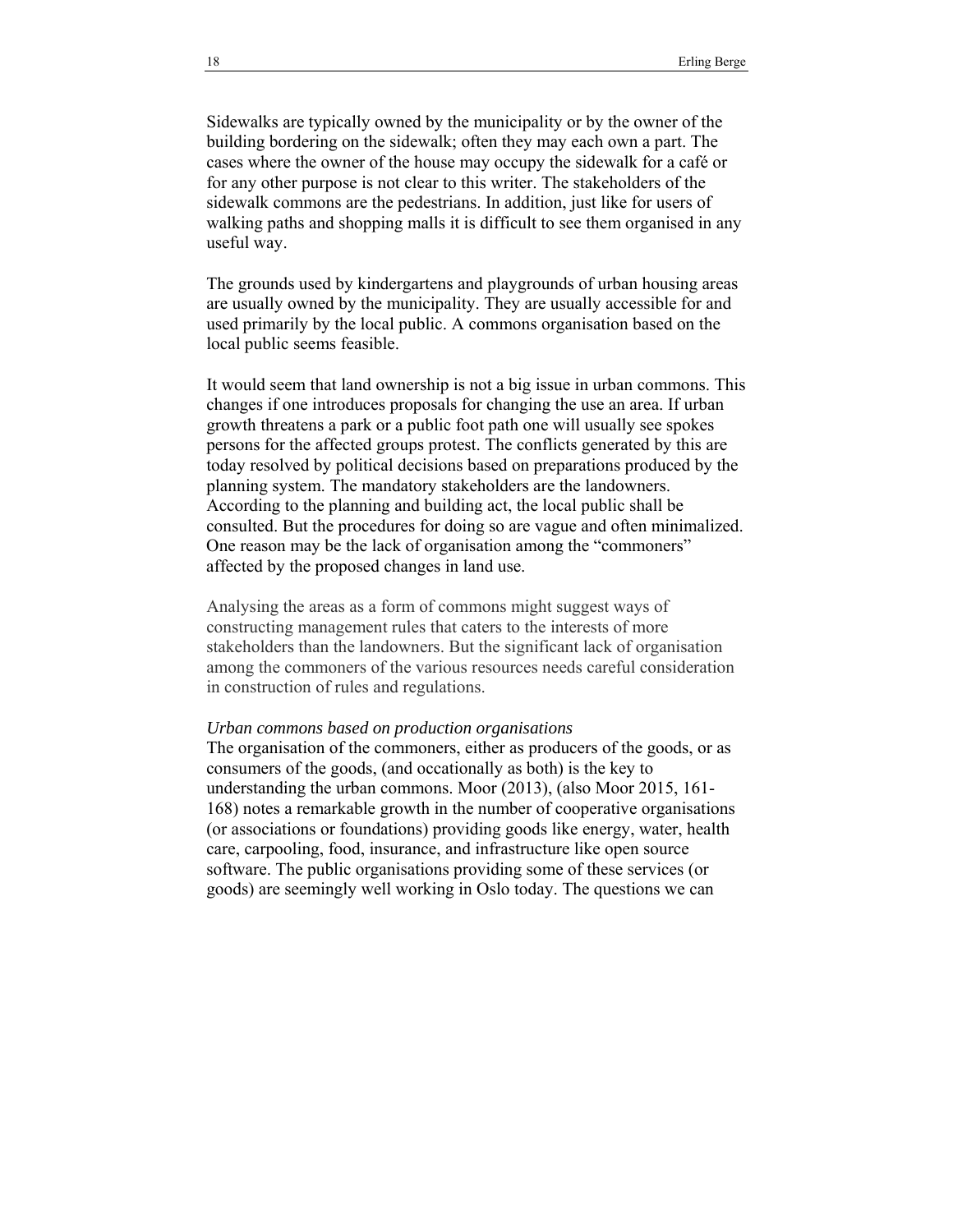Sidewalks are typically owned by the municipality or by the owner of the building bordering on the sidewalk; often they may each own a part. The cases where the owner of the house may occupy the sidewalk for a café or for any other purpose is not clear to this writer. The stakeholders of the sidewalk commons are the pedestrians. In addition, just like for users of walking paths and shopping malls it is difficult to see them organised in any useful way.

The grounds used by kindergartens and playgrounds of urban housing areas are usually owned by the municipality. They are usually accessible for and used primarily by the local public. A commons organisation based on the local public seems feasible.

It would seem that land ownership is not a big issue in urban commons. This changes if one introduces proposals for changing the use an area. If urban growth threatens a park or a public foot path one will usually see spokes persons for the affected groups protest. The conflicts generated by this are today resolved by political decisions based on preparations produced by the planning system. The mandatory stakeholders are the landowners. According to the planning and building act, the local public shall be consulted. But the procedures for doing so are vague and often minimalized. One reason may be the lack of organisation among the "commoners" affected by the proposed changes in land use.

Analysing the areas as a form of commons might suggest ways of constructing management rules that caters to the interests of more stakeholders than the landowners. But the significant lack of organisation among the commoners of the various resources needs careful consideration in construction of rules and regulations.

*Urban commons based on production organisations*

The organisation of the commoners, either as producers of the goods, or as consumers of the goods, (and occationally as both) is the key to understanding the urban commons. Moor (2013), (also Moor 2015, 161-168) notes a remarkable growth in the number of cooperative organisations (or associations or foundations) providing goods like energy, water, health care, carpooling, food, insurance, and infrastructure like open source software. The public organisations providing some of these services (or goods) are seemingly well working in Oslo today. The questions we can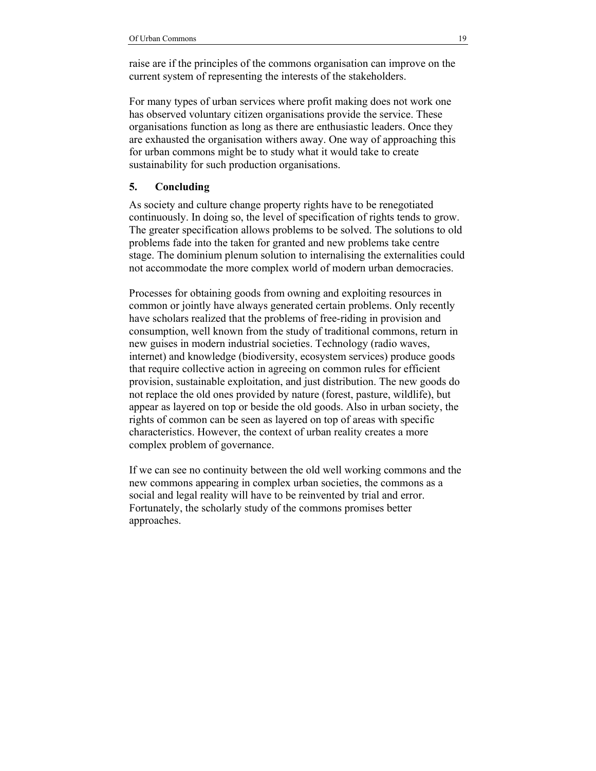raise are if the principles of the commons organisation can improve on the current system of representing the interests of the stakeholders.

For many types of urban services where profit making does not work one has observed voluntary citizen organisations provide the service. These organisations function as long as there are enthusiastic leaders. Once they are exhausted the organisation withers away. One way of approaching this for urban commons might be to study what it would take to create sustainability for such production organisations.

## 5. Concluding

As society and culture change property rights have to be renegotiated continuously. In doing so, the level of specification of rights tends to grow. The greater specification allows problems to be solved. The solutions to old problems fade into the taken for granted and new problems take centre stage. The dominium plenum solution to internalising the externalities could not accommodate the more complex world of modern urban democracies.

Processes for obtaining goods from owning and exploiting resources in common or jointly have always generated certain problems. Only recently have scholars realized that the problems of free-riding in provision and consumption, well known from the study of traditional commons, return in new guises in modern industrial societies. Technology (radio waves, internet) and knowledge (biodiversity, ecosystem services) produce goods that require collective action in agreeing on common rules for efficient provision, sustainable exploitation, and just distribution. The new goods do not replace the old ones provided by nature (forest, pasture, wildlife), but appear as layered on top or beside the old goods. Also in urban society, the rights of common can be seen as layered on top of areas with specific characteristics. However, the context of urban reality creates a more complex problem of governance.

If we can see no continuity between the old well working commons and the new commons appearing in complex urban societies, the commons as a social and legal reality will have to be reinvented by trial and error. Fortunately, the scholarly study of the commons promises better approaches.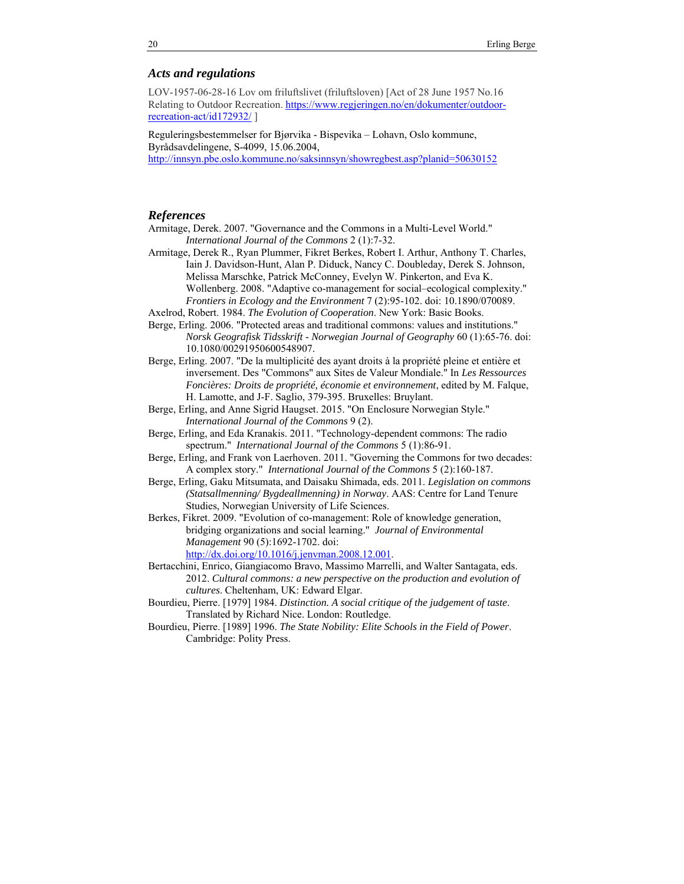## *Acts and regulations*

LOV-1957-06-28-16 Lov om friluftslivet (friluftsloven) [Act of 28 June 1957 No.16 Relating to Outdoor Recreation. https://www.regjeringen.no/en/dokumenter/outdoor-recreation-act/id172932/ ]

Reguleringsbestemmelser for Bjørvika - Bispevika – Lohavn, Oslo kommune, Byrådsavdelingene, S-4099, 15.06.2004, http://innsyn.pbe.oslo.kommune.no/saksinnsyn/showregbest.asp?planid=50630152

## *References*

Armitage, Derek. 2007. "Governance and the Commons in a Multi-Level World." *International Journal of the Commons* 2 (1):7-32.

Armitage, Derek R., Ryan Plummer, Fikret Berkes, Robert I. Arthur, Anthony T. Charles, Iain J. Davidson-Hunt, Alan P. Diduck, Nancy C. Doubleday, Derek S. Johnson, Melissa Marschke, Patrick McConney, Evelyn W. Pinkerton, and Eva K. Wollenberg. 2008. "Adaptive co-management for social–ecological complexity." *Frontiers in Ecology and the Environment* 7 (2):95-102. doi: 10.1890/070089.

Axelrod, Robert. 1984. *The Evolution of Cooperation*. New York: Basic Books.

Berge, Erling. 2006. "Protected areas and traditional commons: values and institutions." *Norsk Geografisk Tidsskrift - Norwegian Journal of Geography* 60 (1):65-76. doi: 10.1080/00291950600548907.

Berge, Erling. 2007. "De la multiplicité des ayant droits à la propriété pleine et entière et inversement. Des "Commons" aux Sites de Valeur Mondiale." In *Les Ressources Foncières: Droits de propriété, économie et environnement*, edited by M. Falque, H. Lamotte, and J-F. Saglio, 379-395. Bruxelles: Bruylant.

Berge, Erling, and Anne Sigrid Haugset. 2015. "On Enclosure Norwegian Style." *International Journal of the Commons* 9 (2).

Berge, Erling, and Eda Kranakis. 2011. "Technology-dependent commons: The radio spectrum." *International Journal of the Commons* 5 (1):86-91.

Berge, Erling, and Frank von Laerhoven. 2011. "Governing the Commons for two decades: A complex story." *International Journal of the Commons* 5 (2):160-187.

Berge, Erling, Gaku Mitsumata, and Daisaku Shimada, eds. 2011. *Legislation on commons (Statsallmenning/ Bygdeallmenning) in Norway*. AAS: Centre for Land Tenure Studies, Norwegian University of Life Sciences.

Berkes, Fikret. 2009. "Evolution of co-management: Role of knowledge generation, bridging organizations and social learning." *Journal of Environmental Management* 90 (5):1692-1702. doi: http://dx.doi.org/10.1016/j.jenvman.2008.12.001.

Bertacchini, Enrico, Giangiacomo Bravo, Massimo Marrelli, and Walter Santagata, eds. 2012. *Cultural commons: a new perspective on the production and evolution of cultures*. Cheltenham, UK: Edward Elgar.

Bourdieu, Pierre. [1979] 1984. *Distinction. A social critique of the judgement of taste*. Translated by Richard Nice. London: Routledge.

Bourdieu, Pierre. [1989] 1996. *The State Nobility: Elite Schools in the Field of Power*. Cambridge: Polity Press.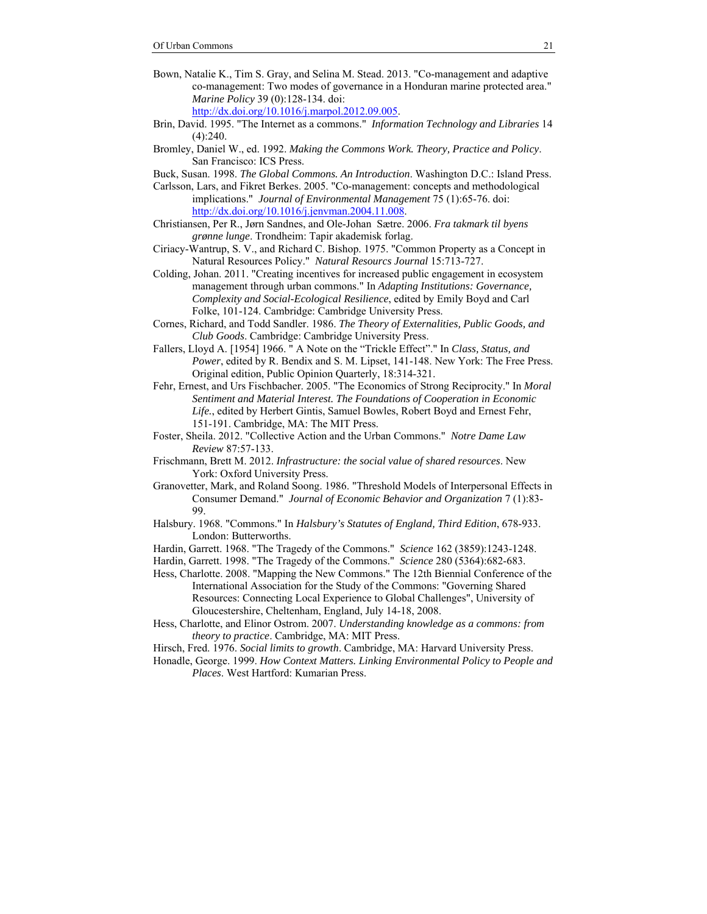Bown, Natalie K., Tim S. Gray, and Selina M. Stead. 2013. "Co-management and adaptive co-management: Two modes of governance in a Honduran marine protected area." *Marine Policy* 39 (0):128-134. doi: http://dx.doi.org/10.1016/j.marpol.2012.09.005.

Brin, David. 1995. "The Internet as a commons." *Information Technology and Libraries* 14 (4):240.

Bromley, Daniel W., ed. 1992. *Making the Commons Work. Theory, Practice and Policy*. San Francisco: ICS Press.

Buck, Susan. 1998. *The Global Commons. An Introduction*. Washington D.C.: Island Press.

Carlsson, Lars, and Fikret Berkes. 2005. "Co-management: concepts and methodological implications." *Journal of Environmental Management* 75 (1):65-76. doi: http://dx.doi.org/10.1016/j.jenvman.2004.11.008.

Christiansen, Per R., Jørn Sandnes, and Ole-Johan Sætre. 2006. *Fra takmark til byens grønne lunge*. Trondheim: Tapir akademisk forlag.

Ciriacy-Wantrup, S. V., and Richard C. Bishop. 1975. "Common Property as a Concept in Natural Resources Policy." *Natural Resourcs Journal* 15:713-727.

Colding, Johan. 2011. "Creating incentives for increased public engagement in ecosystem management through urban commons." In *Adapting Institutions: Governance, Complexity and Social-Ecological Resilience*, edited by Emily Boyd and Carl Folke, 101-124. Cambridge: Cambridge University Press.

Cornes, Richard, and Todd Sandler. 1986. *The Theory of Externalities, Public Goods, and Club Goods*. Cambridge: Cambridge University Press.

Fallers, Lloyd A. [1954] 1966. " A Note on the "Trickle Effect"." In *Class, Status, and Power*, edited by R. Bendix and S. M. Lipset, 141-148. New York: The Free Press. Original edition, Public Opinion Quarterly, 18:314-321.

Fehr, Ernest, and Urs Fischbacher. 2005. "The Economics of Strong Reciprocity." In *Moral Sentiment and Material Interest. The Foundations of Cooperation in Economic Life.*, edited by Herbert Gintis, Samuel Bowles, Robert Boyd and Ernest Fehr, 151-191. Cambridge, MA: The MIT Press.

Foster, Sheila. 2012. "Collective Action and the Urban Commons." *Notre Dame Law Review* 87:57-133.

Frischmann, Brett M. 2012. *Infrastructure: the social value of shared resources*. New York: Oxford University Press.

Granovetter, Mark, and Roland Soong. 1986. "Threshold Models of Interpersonal Effects in Consumer Demand." *Journal of Economic Behavior and Organization* 7 (1):83-99.

Halsbury. 1968. "Commons." In *Halsbury's Statutes of England, Third Edition*, 678-933. London: Butterworths.

Hardin, Garrett. 1968. "The Tragedy of the Commons." *Science* 162 (3859):1243-1248.

Hardin, Garrett. 1998. "The Tragedy of the Commons." *Science* 280 (5364):682-683.

Hess, Charlotte. 2008. "Mapping the New Commons." The 12th Biennial Conference of the International Association for the Study of the Commons: "Governing Shared Resources: Connecting Local Experience to Global Challenges", University of Gloucestershire, Cheltenham, England, July 14-18, 2008.

Hess, Charlotte, and Elinor Ostrom. 2007. *Understanding knowledge as a commons: from theory to practice*. Cambridge, MA: MIT Press.

Hirsch, Fred. 1976. *Social limits to growth*. Cambridge, MA: Harvard University Press.

Honadle, George. 1999. *How Context Matters. Linking Environmental Policy to People and Places*. West Hartford: Kumarian Press.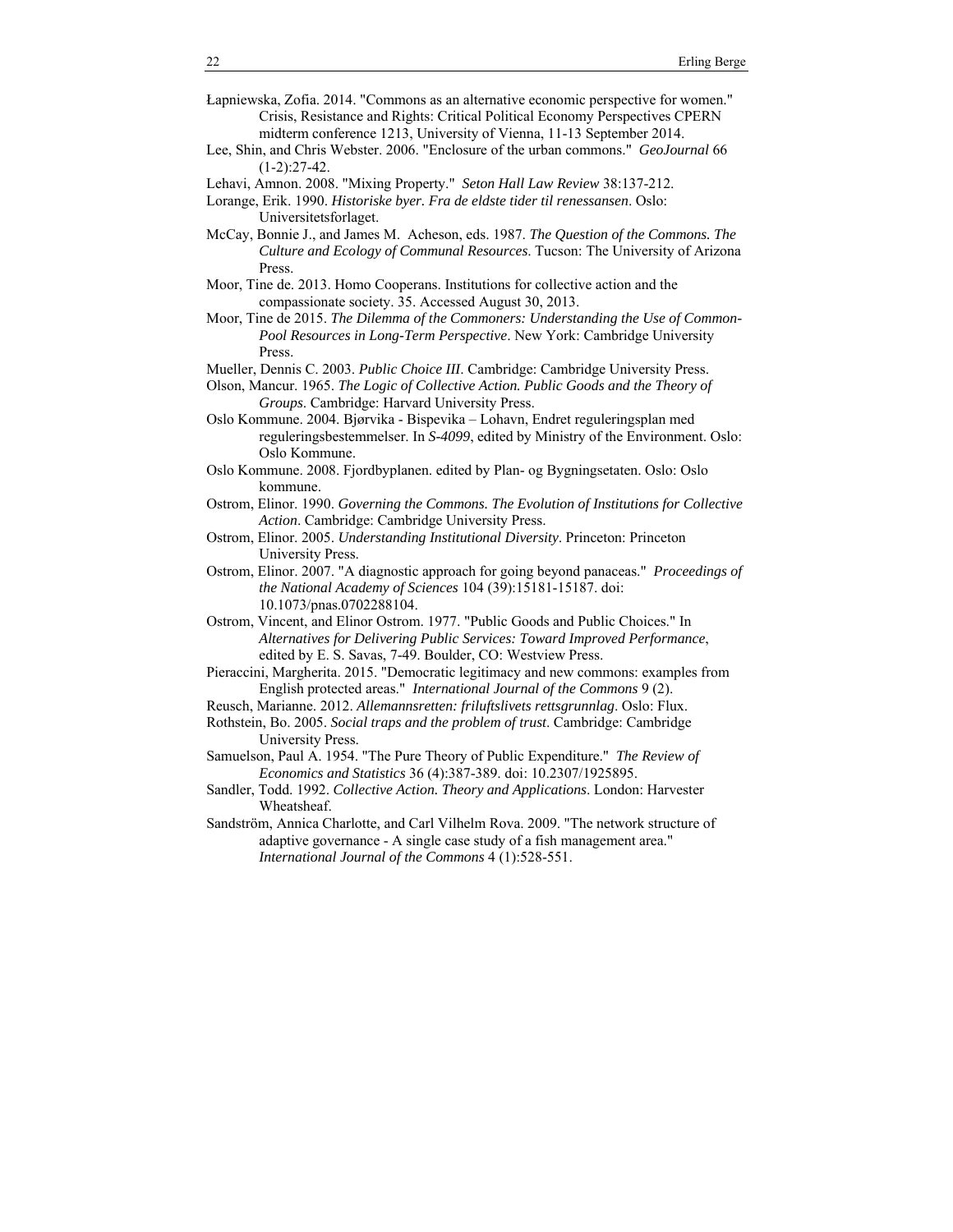Łapniewska, Zofia. 2014. "Commons as an alternative economic perspective for women." Crisis, Resistance and Rights: Critical Political Economy Perspectives CPERN midterm conference 1213, University of Vienna, 11-13 September 2014.

Lee, Shin, and Chris Webster. 2006. "Enclosure of the urban commons." *GeoJournal* 66 (1-2):27-42.

Lehavi, Amnon. 2008. "Mixing Property." *Seton Hall Law Review* 38:137-212.

Lorange, Erik. 1990. *Historiske byer. Fra de eldste tider til renessansen*. Oslo: Universitetsforlaget.

McCay, Bonnie J., and James M. Acheson, eds. 1987. *The Question of the Commons. The Culture and Ecology of Communal Resources*. Tucson: The University of Arizona Press.

Moor, Tine de. 2013. Homo Cooperans. Institutions for collective action and the compassionate society. 35. Accessed August 30, 2013.

Moor, Tine de 2015. *The Dilemma of the Commoners: Understanding the Use of Common-Pool Resources in Long-Term Perspective*. New York: Cambridge University Press.

Mueller, Dennis C. 2003. *Public Choice III*. Cambridge: Cambridge University Press.

Olson, Mancur. 1965. *The Logic of Collective Action. Public Goods and the Theory of Groups*. Cambridge: Harvard University Press.

Oslo Kommune. 2004. Bjørvika - Bispevika – Lohavn, Endret reguleringsplan med reguleringsbestemmelser. In *S-4099*, edited by Ministry of the Environment. Oslo: Oslo Kommune.

Oslo Kommune. 2008. Fjordbyplanen. edited by Plan- og Bygningsetaten. Oslo: Oslo kommune.

Ostrom, Elinor. 1990. *Governing the Commons. The Evolution of Institutions for Collective Action*. Cambridge: Cambridge University Press.

Ostrom, Elinor. 2005. *Understanding Institutional Diversity*. Princeton: Princeton University Press.

Ostrom, Elinor. 2007. "A diagnostic approach for going beyond panaceas." *Proceedings of the National Academy of Sciences* 104 (39):15181-15187. doi: 10.1073/pnas.0702288104.

Ostrom, Vincent, and Elinor Ostrom. 1977. "Public Goods and Public Choices." In *Alternatives for Delivering Public Services: Toward Improved Performance*, edited by E. S. Savas, 7-49. Boulder, CO: Westview Press.

Pieraccini, Margherita. 2015. "Democratic legitimacy and new commons: examples from English protected areas." *International Journal of the Commons* 9 (2).

Reusch, Marianne. 2012. *Allemannsretten: friluftslivets rettsgrunnlag*. Oslo: Flux.

Rothstein, Bo. 2005. *Social traps and the problem of trust*. Cambridge: Cambridge University Press.

Samuelson, Paul A. 1954. "The Pure Theory of Public Expenditure." *The Review of Economics and Statistics* 36 (4):387-389. doi: 10.2307/1925895.

Sandler, Todd. 1992. *Collective Action. Theory and Applications*. London: Harvester Wheatsheaf.

Sandström, Annica Charlotte, and Carl Vilhelm Rova. 2009. "The network structure of adaptive governance - A single case study of a fish management area." *International Journal of the Commons* 4 (1):528-551.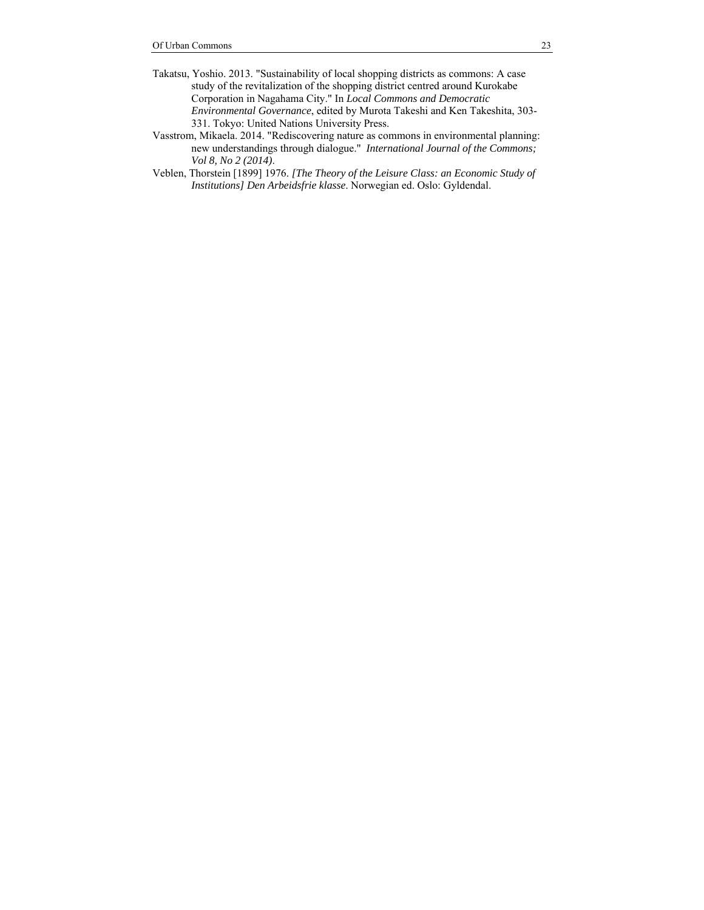Takatsu, Yoshio. 2013. "Sustainability of local shopping districts as commons: A case study of the revitalization of the shopping district centred around Kurokabe Corporation in Nagahama City." In *Local Commons and Democratic Environmental Governance*, edited by Murota Takeshi and Ken Takeshita, 303-331. Tokyo: United Nations University Press.

Vasstrom, Mikaela. 2014. "Rediscovering nature as commons in environmental planning: new understandings through dialogue." *International Journal of the Commons; Vol 8, No 2 (2014)*.

Veblen, Thorstein [1899] 1976. *[The Theory of the Leisure Class: an Economic Study of Institutions] Den Arbeidsfrie klasse*. Norwegian ed. Oslo: Gyldendal.